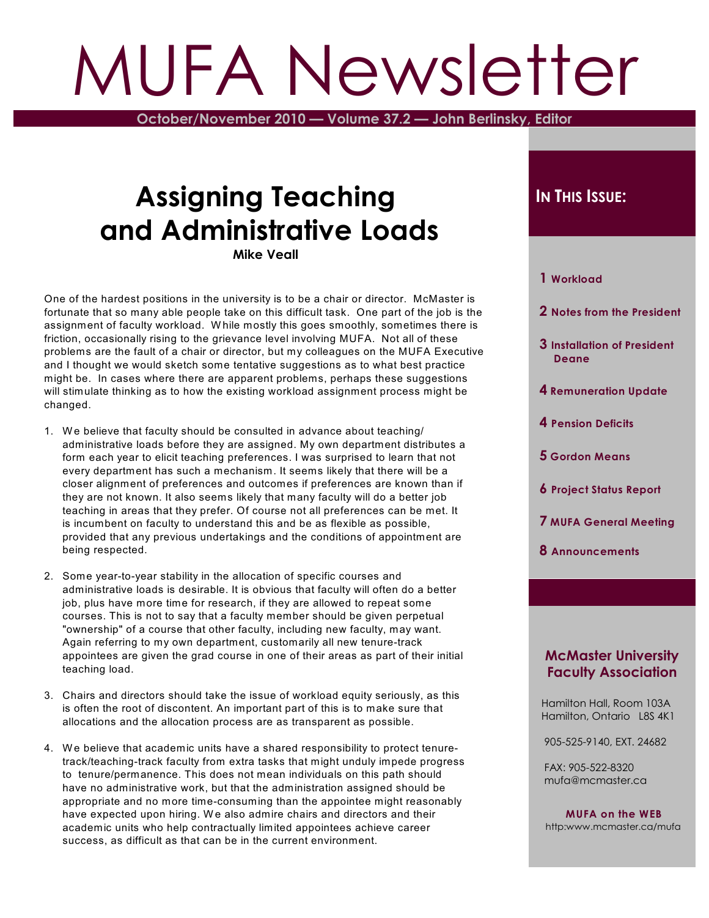# MUFA Newsletter

October/November 2010 — Volume 37.2 — John Berlinsky, Editor

## Assigning Teaching and Administrative Loads

**Mike Veall**

One of the hardest positions in the university is to be a chair or director. McMaster is fortunate that so many able people take on this difficult task. One part of the job is the assignment of faculty workload. While mostly this goes smoothly, sometimes there is friction, occasionally rising to the grievance level involving MUFA. Not all of these problems are the fault of a chair or director, but my colleagues on the MUFA Executive and I thought we would sketch some tentative suggestions as to what best practice might be. In cases where there are apparent problems, perhaps these suggestions will stimulate thinking as to how the existing workload assignment process might be changed.

1. We believe that faculty should be consulted in advance about teaching/administrative loads before they are assigned. My own department distributes a form each year to elicit teaching preferences. I was surprised to learn that not every department has such a mechanism. It seems likely that there will be a closer alignment of preferences and outcomes if preferences are known than if they are not known. It also seems likely that many faculty will do a better job teaching in areas that they prefer. Of course not all preferences can be met. It is incumbent on faculty to understand this and be as flexible as possible, provided that any previous undertakings and the conditions of appointment are being respected.

2. Some year-to-year stability in the allocation of specific courses and administrative loads is desirable. It is obvious that faculty will often do a better job, plus have more time for research, if they are allowed to repeat some courses. This is not to say that a faculty member should be given perpetual "ownership" of a course that other faculty, including new faculty, may want. Again referring to my own department, customarily all new tenure-track appointees are given the grad course in one of their areas as part of their initial teaching load.

3. Chairs and directors should take the issue of workload equity seriously, as this is often the root of discontent. An important part of this is to make sure that allocations and the allocation process are as transparent as possible.

4. We believe that academic units have a shared responsibility to protect tenure-track/teaching-track faculty from extra tasks that might unduly impede progress to tenure/permanence. This does not mean individuals on this path should have no administrative work, but that the administration assigned should be appropriate and no more time-consuming than the appointee might reasonably have expected upon hiring. We also admire chairs and directors and their academic units who help contractually limited appointees achieve career success, as difficult as that can be in the current environment.

### In This Issue:

- 1 Workload
- 2 Notes from the President
- 3 Installation of President Deane
- 4 Remuneration Update
- 4 Pension Deficits
- 5 Gordon Means
- 6 Project Status Report
- 7 MUFA General Meeting
- 8 Announcements

### McMaster University Faculty Association

Hamilton Hall, Room 103A
Hamilton, Ontario L8S 4K1

905-525-9140, EXT. 24682

FAX: 905-522-8320
mufa@mcmaster.ca

**MUFA on the WEB**
http:www.mcmaster.ca/mufa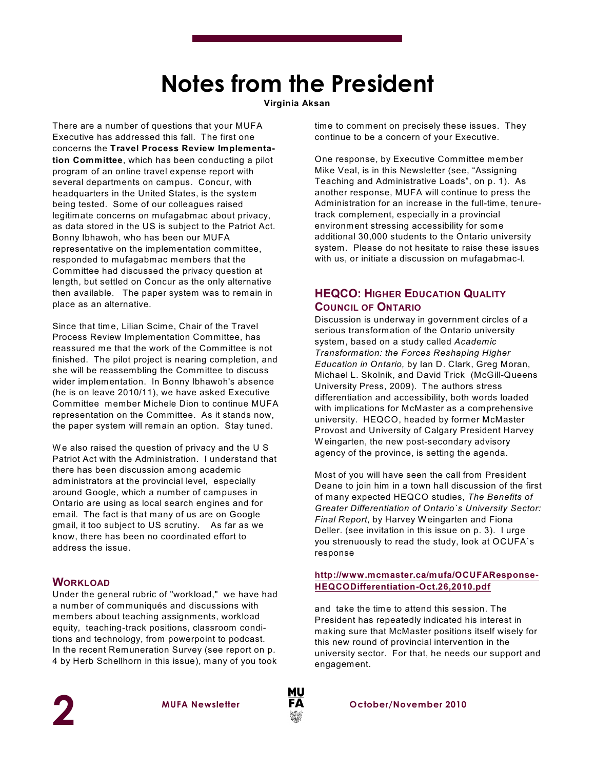# Notes from the President

**Virginia Aksan**

There are a number of questions that your MUFA Executive has addressed this fall. The first one concerns the **Travel Process Review Implementation Committee**, which has been conducting a pilot program of an online travel expense report with several departments on campus. Concur, with headquarters in the United States, is the system being tested. Some of our colleagues raised legitimate concerns on mufagabmac about privacy, as data stored in the US is subject to the Patriot Act. Bonny Ibhawoh, who has been our MUFA representative on the implementation committee, responded to mufagabmac members that the Committee had discussed the privacy question at length, but settled on Concur as the only alternative then available. The paper system was to remain in place as an alternative.

Since that time, Lilian Scime, Chair of the Travel Process Review Implementation Committee, has reassured me that the work of the Committee is not finished. The pilot project is nearing completion, and she will be reassembling the Committee to discuss wider implementation. In Bonny Ibhawoh's absence (he is on leave 2010/11), we have asked Executive Committee member Michele Dion to continue MUFA representation on the Committee. As it stands now, the paper system will remain an option. Stay tuned.

We also raised the question of privacy and the U S Patriot Act with the Administration. I understand that there has been discussion among academic administrators at the provincial level, especially around Google, which a number of campuses in Ontario are using as local search engines and for email. The fact is that many of us are on Google gmail, it too subject to US scrutiny. As far as we know, there has been no coordinated effort to address the issue.

## Workload

Under the general rubric of "workload," we have had a number of communiqués and discussions with members about teaching assignments, workload equity, teaching-track positions, classroom conditions and technology, from powerpoint to podcast. In the recent Remuneration Survey (see report on p. 4 by Herb Schellhorn in this issue), many of you took time to comment on precisely these issues. They continue to be a concern of your Executive.

One response, by Executive Committee member Mike Veal, is in this Newsletter (see, "Assigning Teaching and Administrative Loads", on p. 1). As another response, MUFA will continue to press the Administration for an increase in the full-time, tenure-track complement, especially in a provincial environment stressing accessibility for some additional 30,000 students to the Ontario university system. Please do not hesitate to raise these issues with us, or initiate a discussion on mufagabmac-l.

## HEQCO: Higher Education Quality Council of Ontario

Discussion is underway in government circles of a serious transformation of the Ontario university system, based on a study called *Academic Transformation: the Forces Reshaping Higher Education in Ontario,* by Ian D. Clark, Greg Moran, Michael L. Skolnik, and David Trick (McGill-Queens University Press, 2009). The authors stress differentiation and accessibility, both words loaded with implications for McMaster as a comprehensive university. HEQCO, headed by former McMaster Provost and University of Calgary President Harvey Weingarten, the new post-secondary advisory agency of the province, is setting the agenda.

Most of you will have seen the call from President Deane to join him in a town hall discussion of the first of many expected HEQCO studies, *The Benefits of Greater Differentiation of Ontario`s University Sector: Final Report*, by Harvey Weingarten and Fiona Deller. (see invitation in this issue on p. 3). I urge you strenuously to read the study, look at OCUFA`s response

**http://www.mcmaster.ca/mufa/OCUFAResponse-HEQCODifferentiation-Oct.26,2010.pdf**

and take the time to attend this session. The President has repeatedly indicated his interest in making sure that McMaster positions itself wisely for this new round of provincial intervention in the university sector. For that, he needs our support and engagement.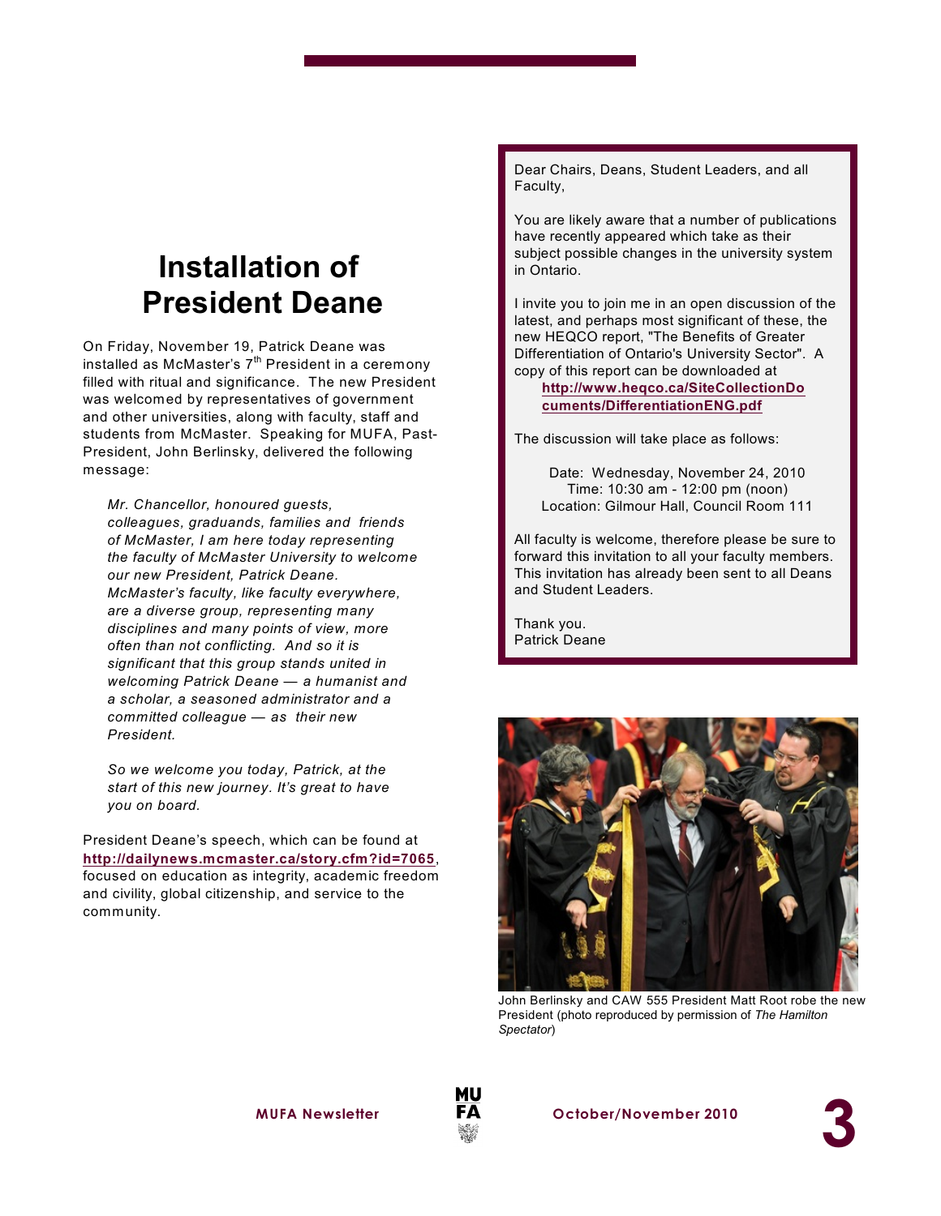# Installation of President Deane

On Friday, November 19, Patrick Deane was installed as McMaster's 7th President in a ceremony filled with ritual and significance. The new President was welcomed by representatives of government and other universities, along with faculty, staff and students from McMaster. Speaking for MUFA, Past-President, John Berlinsky, delivered the following message:

> *Mr. Chancellor, honoured guests, colleagues, graduands, families and friends of McMaster, I am here today representing the faculty of McMaster University to welcome our new President, Patrick Deane. McMaster's faculty, like faculty everywhere, are a diverse group, representing many disciplines and many points of view, more often than not conflicting. And so it is significant that this group stands united in welcoming Patrick Deane — a humanist and a scholar, a seasoned administrator and a committed colleague — as their new President.*
>
> *So we welcome you today, Patrick, at the start of this new journey. It's great to have you on board.*

President Deane's speech, which can be found at **http://dailynews.mcmaster.ca/story.cfm?id=7065**, focused on education as integrity, academic freedom and civility, global citizenship, and service to the community.

---

Dear Chairs, Deans, Student Leaders, and all Faculty,

You are likely aware that a number of publications have recently appeared which take as their subject possible changes in the university system in Ontario.

I invite you to join me in an open discussion of the latest, and perhaps most significant of these, the new HEQCO report, "The Benefits of Greater Differentiation of Ontario's University Sector". A copy of this report can be downloaded at **http://www.heqco.ca/SiteCollectionDocuments/DifferentiationENG.pdf**

The discussion will take place as follows:

Date: Wednesday, November 24, 2010  
Time: 10:30 am - 12:00 pm (noon)  
Location: Gilmour Hall, Council Room 111

All faculty is welcome, therefore please be sure to forward this invitation to all your faculty members. This invitation has already been sent to all Deans and Student Leaders.

Thank you.  
Patrick Deane

---

John Berlinsky and CAW 555 President Matt Root robe the new President (photo reproduced by permission of *The Hamilton Spectator*)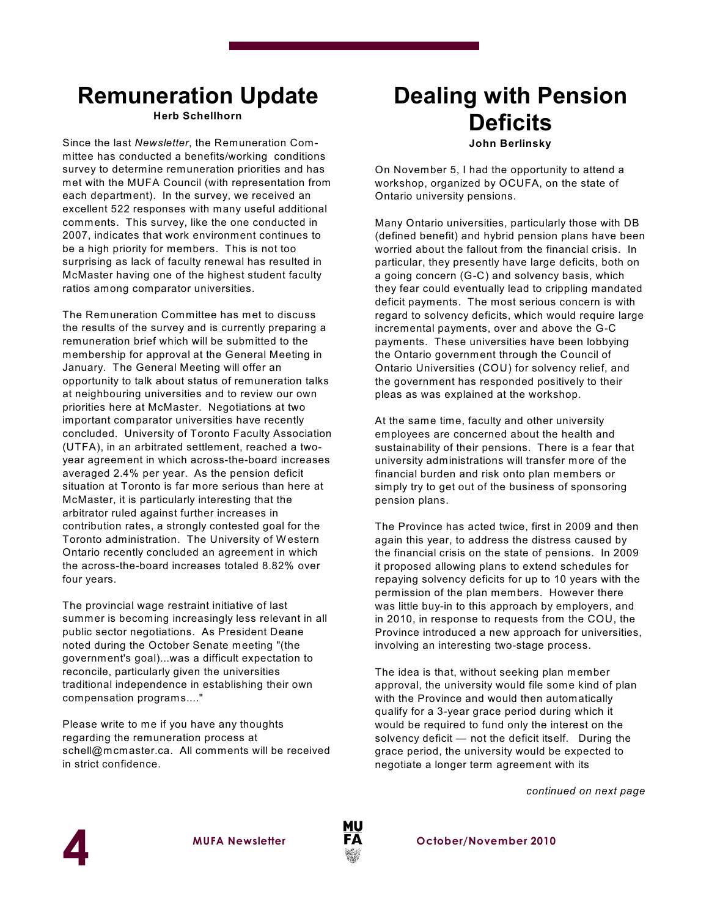# Remuneration Update

**Herb Schellhorn**

Since the last *Newsletter*, the Remuneration Committee has conducted a benefits/working conditions survey to determine remuneration priorities and has met with the MUFA Council (with representation from each department). In the survey, we received an excellent 522 responses with many useful additional comments. This survey, like the one conducted in 2007, indicates that work environment continues to be a high priority for members. This is not too surprising as lack of faculty renewal has resulted in McMaster having one of the highest student faculty ratios among comparator universities.

The Remuneration Committee has met to discuss the results of the survey and is currently preparing a remuneration brief which will be submitted to the membership for approval at the General Meeting in January. The General Meeting will offer an opportunity to talk about status of remuneration talks at neighbouring universities and to review our own priorities here at McMaster. Negotiations at two important comparator universities have recently concluded. University of Toronto Faculty Association (UTFA), in an arbitrated settlement, reached a two-year agreement in which across-the-board increases averaged 2.4% per year. As the pension deficit situation at Toronto is far more serious than here at McMaster, it is particularly interesting that the arbitrator ruled against further increases in contribution rates, a strongly contested goal for the Toronto administration. The University of Western Ontario recently concluded an agreement in which the across-the-board increases totaled 8.82% over four years.

The provincial wage restraint initiative of last summer is becoming increasingly less relevant in all public sector negotiations. As President Deane noted during the October Senate meeting "(the government's goal)...was a difficult expectation to reconcile, particularly given the universities traditional independence in establishing their own compensation programs...."

Please write to me if you have any thoughts regarding the remuneration process at schell@mcmaster.ca. All comments will be received in strict confidence.

# Dealing with Pension Deficits

**John Berlinsky**

On November 5, I had the opportunity to attend a workshop, organized by OCUFA, on the state of Ontario university pensions.

Many Ontario universities, particularly those with DB (defined benefit) and hybrid pension plans have been worried about the fallout from the financial crisis. In particular, they presently have large deficits, both on a going concern (G-C) and solvency basis, which they fear could eventually lead to crippling mandated deficit payments. The most serious concern is with regard to solvency deficits, which would require large incremental payments, over and above the G-C payments. These universities have been lobbying the Ontario government through the Council of Ontario Universities (COU) for solvency relief, and the government has responded positively to their pleas as was explained at the workshop.

At the same time, faculty and other university employees are concerned about the health and sustainability of their pensions. There is a fear that university administrations will transfer more of the financial burden and risk onto plan members or simply try to get out of the business of sponsoring pension plans.

The Province has acted twice, first in 2009 and then again this year, to address the distress caused by the financial crisis on the state of pensions. In 2009 it proposed allowing plans to extend schedules for repaying solvency deficits for up to 10 years with the permission of the plan members. However there was little buy-in to this approach by employers, and in 2010, in response to requests from the COU, the Province introduced a new approach for universities, involving an interesting two-stage process.

The idea is that, without seeking plan member approval, the university would file some kind of plan with the Province and would then automatically qualify for a 3-year grace period during which it would be required to fund only the interest on the solvency deficit — not the deficit itself. During the grace period, the university would be expected to negotiate a longer term agreement with its

*continued on next page*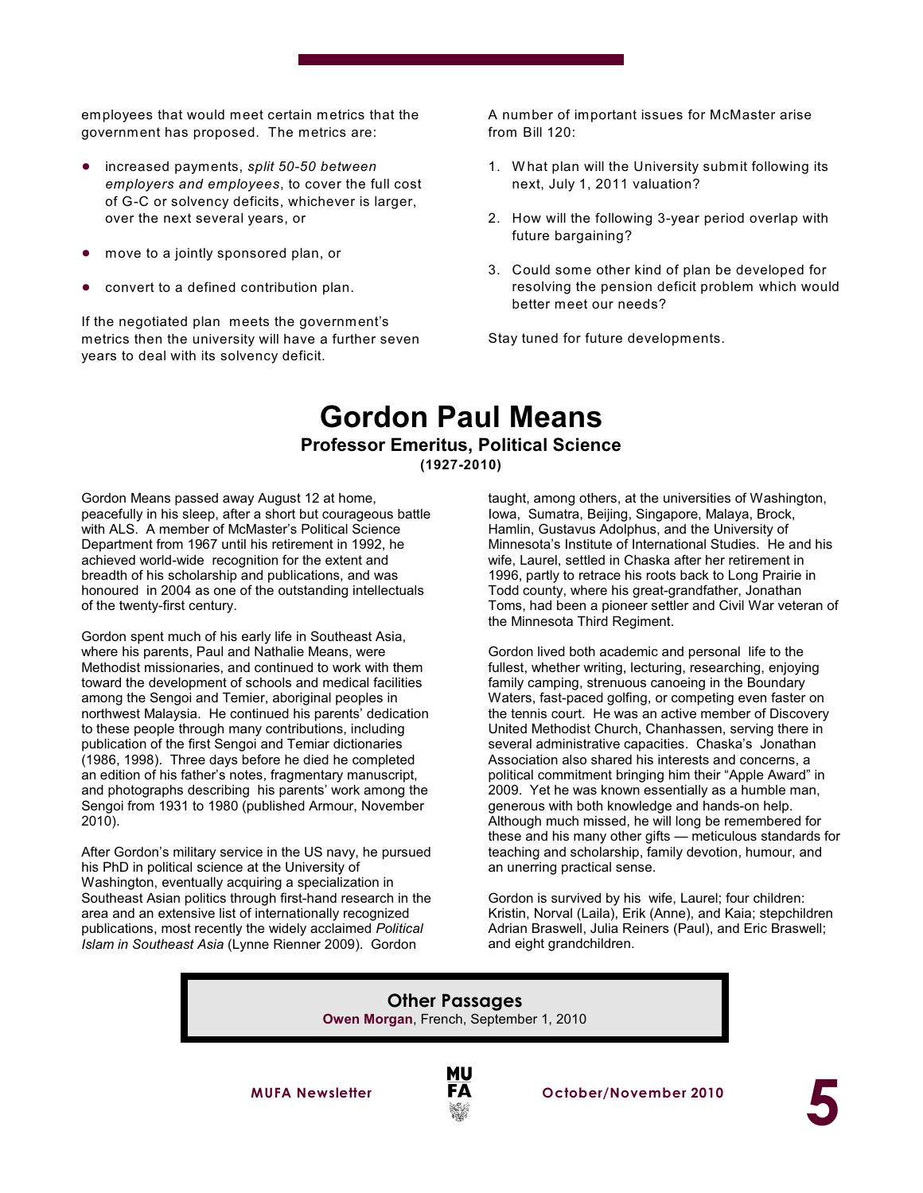employees that would meet certain metrics that the government has proposed. The metrics are:

- increased payments, *split 50-50 between employers and employees*, to cover the full cost of G-C or solvency deficits, whichever is larger, over the next several years, or
- move to a jointly sponsored plan, or
- convert to a defined contribution plan.

If the negotiated plan meets the government's metrics then the university will have a further seven years to deal with its solvency deficit.

A number of important issues for McMaster arise from Bill 120:

1. What plan will the University submit following its next, July 1, 2011 valuation?
2. How will the following 3-year period overlap with future bargaining?
3. Could some other kind of plan be developed for resolving the pension deficit problem which would better meet our needs?

Stay tuned for future developments.

# Gordon Paul Means

## Professor Emeritus, Political Science

**(1927-2010)**

Gordon Means passed away August 12 at home, peacefully in his sleep, after a short but courageous battle with ALS. A member of McMaster's Political Science Department from 1967 until his retirement in 1992, he achieved world-wide recognition for the extent and breadth of his scholarship and publications, and was honoured in 2004 as one of the outstanding intellectuals of the twenty-first century.

Gordon spent much of his early life in Southeast Asia, where his parents, Paul and Nathalie Means, were Methodist missionaries, and continued to work with them toward the development of schools and medical facilities among the Sengoi and Temier, aboriginal peoples in northwest Malaysia. He continued his parents' dedication to these people through many contributions, including publication of the first Sengoi and Temiar dictionaries (1986, 1998). Three days before he died he completed an edition of his father's notes, fragmentary manuscript, and photographs describing his parents' work among the Sengoi from 1931 to 1980 (published Armour, November 2010).

After Gordon's military service in the US navy, he pursued his PhD in political science at the University of Washington, eventually acquiring a specialization in Southeast Asian politics through first-hand research in the area and an extensive list of internationally recognized publications, most recently the widely acclaimed *Political Islam in Southeast Asia* (Lynne Rienner 2009). Gordon taught, among others, at the universities of Washington, Iowa, Sumatra, Beijing, Singapore, Malaya, Brock, Hamlin, Gustavus Adolphus, and the University of Minnesota's Institute of International Studies. He and his wife, Laurel, settled in Chaska after her retirement in 1996, partly to retrace his roots back to Long Prairie in Todd county, where his great-grandfather, Jonathan Toms, had been a pioneer settler and Civil War veteran of the Minnesota Third Regiment.

Gordon lived both academic and personal life to the fullest, whether writing, lecturing, researching, enjoying family camping, strenuous canoeing in the Boundary Waters, fast-paced golfing, or competing even faster on the tennis court. He was an active member of Discovery United Methodist Church, Chanhassen, serving there in several administrative capacities. Chaska's Jonathan Association also shared his interests and concerns, a political commitment bringing him their "Apple Award" in 2009. Yet he was known essentially as a humble man, generous with both knowledge and hands-on help. Although much missed, he will long be remembered for these and his many other gifts — meticulous standards for teaching and scholarship, family devotion, humour, and an unerring practical sense.

Gordon is survived by his wife, Laurel; four children: Kristin, Norval (Laila), Erik (Anne), and Kaia; stepchildren Adrian Braswell, Julia Reiners (Paul), and Eric Braswell; and eight grandchildren.

### Other Passages

**Owen Morgan**, French, September 1, 2010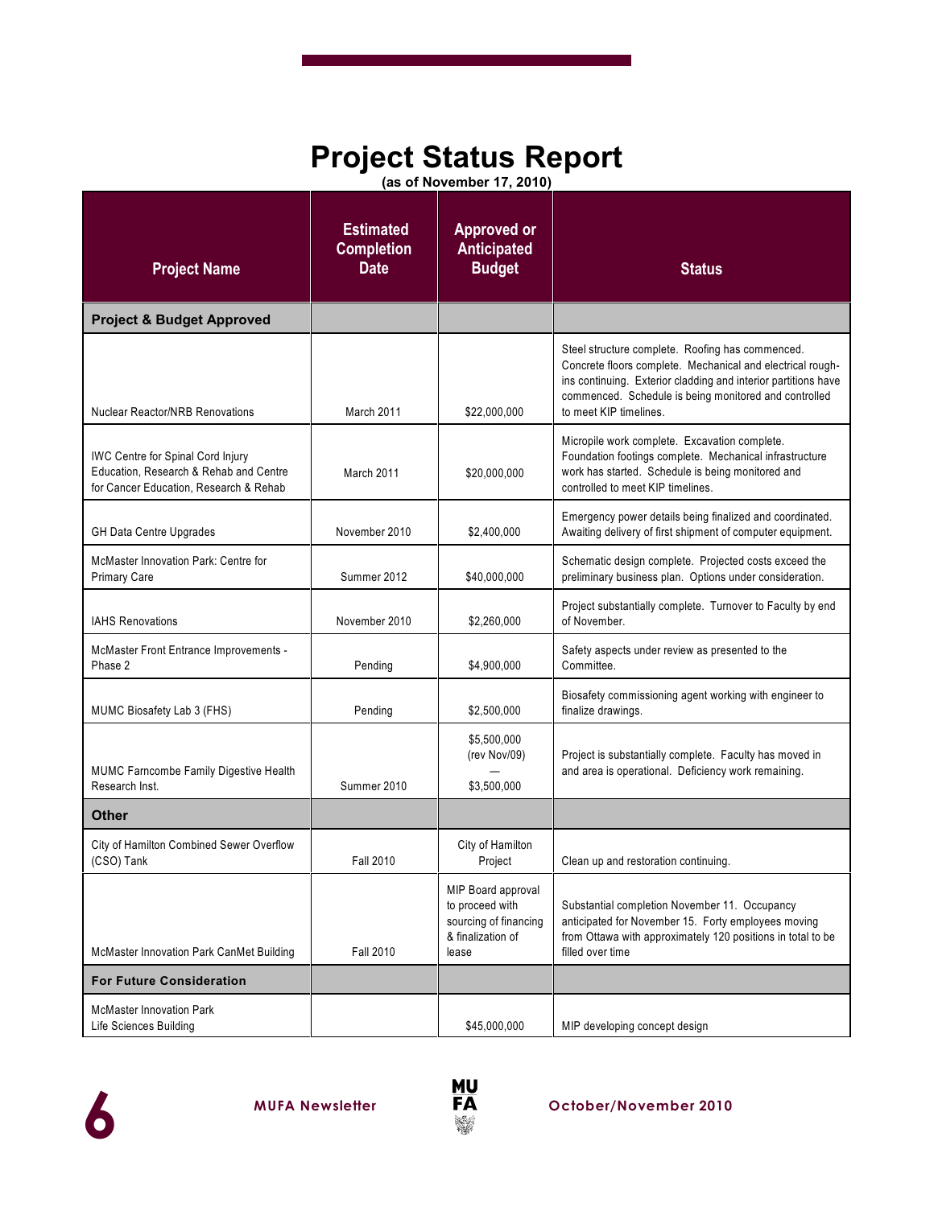# Project Status Report

**(as of November 17, 2010)**

| Project Name | Estimated Completion Date | Approved or Anticipated Budget | Status |
|---|---|---|---|
| **Project & Budget Approved** | | | |
| Nuclear Reactor/NRB Renovations | March 2011 | $22,000,000 | Steel structure complete. Roofing has commenced. Concrete floors complete. Mechanical and electrical rough-ins continuing. Exterior cladding and interior partitions have commenced. Schedule is being monitored and controlled to meet KIP timelines. |
| IWC Centre for Spinal Cord Injury Education, Research & Rehab and Centre for Cancer Education, Research & Rehab | March 2011 | $20,000,000 | Micropile work complete. Excavation complete. Foundation footings complete. Mechanical infrastructure work has started. Schedule is being monitored and controlled to meet KIP timelines. |
| GH Data Centre Upgrades | November 2010 | $2,400,000 | Emergency power details being finalized and coordinated. Awaiting delivery of first shipment of computer equipment. |
| McMaster Innovation Park: Centre for Primary Care | Summer 2012 | $40,000,000 | Schematic design complete. Projected costs exceed the preliminary business plan. Options under consideration. |
| IAHS Renovations | November 2010 | $2,260,000 | Project substantially complete. Turnover to Faculty by end of November. |
| McMaster Front Entrance Improvements - Phase 2 | Pending | $4,900,000 | Safety aspects under review as presented to the Committee. |
| MUMC Biosafety Lab 3 (FHS) | Pending | $2,500,000 | Biosafety commissioning agent working with engineer to finalize drawings. |
| MUMC Farncombe Family Digestive Health Research Inst. | Summer 2010 | $5,500,000 (rev Nov/09) — $3,500,000 | Project is substantially complete. Faculty has moved in and area is operational. Deficiency work remaining. |
| **Other** | | | |
| City of Hamilton Combined Sewer Overflow (CSO) Tank | Fall 2010 | City of Hamilton Project | Clean up and restoration continuing. |
| McMaster Innovation Park CanMet Building | Fall 2010 | MIP Board approval to proceed with sourcing of financing & finalization of lease | Substantial completion November 11. Occupancy anticipated for November 15. Forty employees moving from Ottawa with approximately 120 positions in total to be filled over time |
| **For Future Consideration** | | | |
| McMaster Innovation Park Life Sciences Building | | $45,000,000 | MIP developing concept design |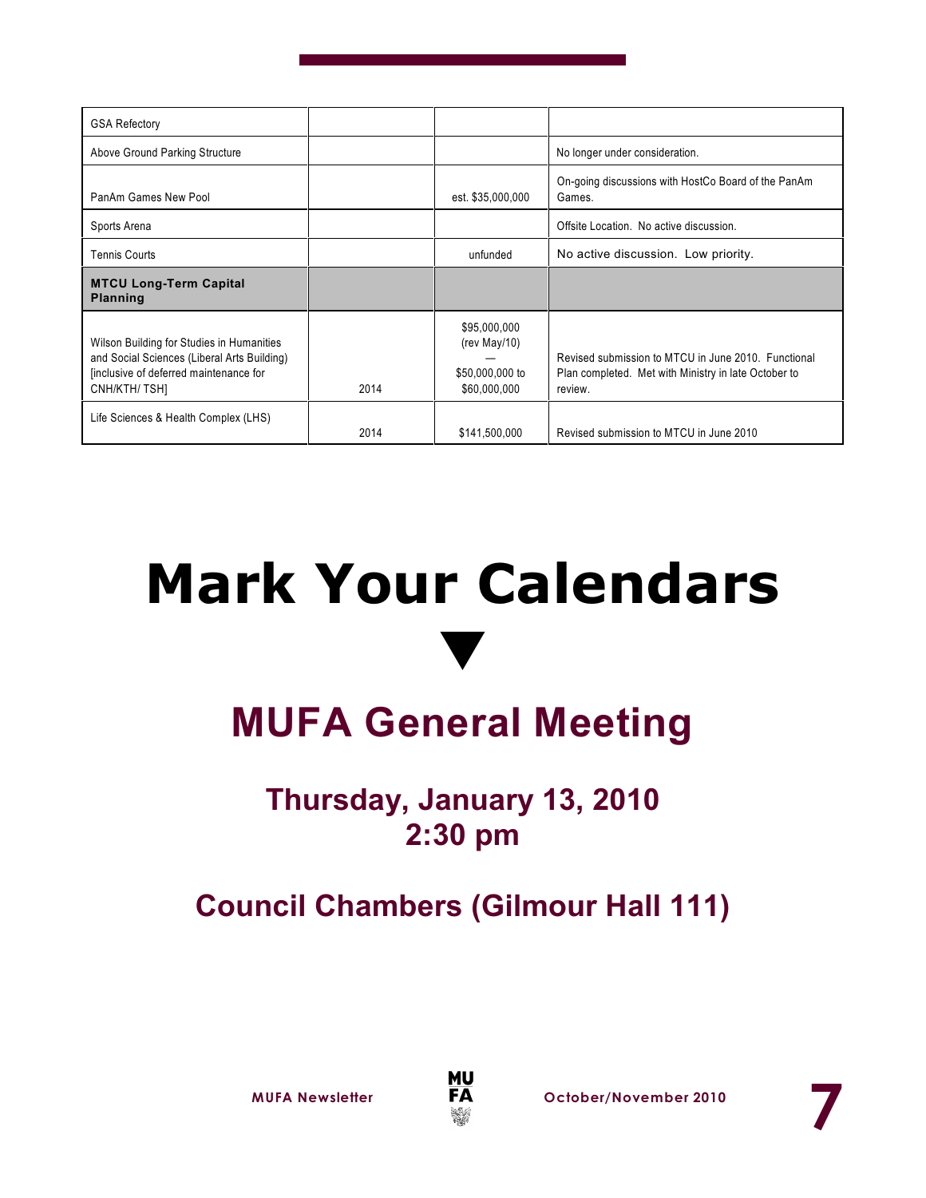| | | | |
|---|---|---|---|
| GSA Refectory | | | |
| Above Ground Parking Structure | | | No longer under consideration. |
| PanAm Games New Pool | | est. $35,000,000 | On-going discussions with HostCo Board of the PanAm Games. |
| Sports Arena | | | Offsite Location. No active discussion. |
| Tennis Courts | | unfunded | No active discussion. Low priority. |
| **MTCU Long-Term Capital Planning** | | | |
| Wilson Building for Studies in Humanities and Social Sciences (Liberal Arts Building) [inclusive of deferred maintenance for CNH/KTH/ TSH] | 2014 | $95,000,000 (rev May/10) — $50,000,000 to $60,000,000 | Revised submission to MTCU in June 2010. Functional Plan completed. Met with Ministry in late October to review. |
| Life Sciences & Health Complex (LHS) | 2014 | $141,500,000 | Revised submission to MTCU in June 2010 |

# Mark Your Calendars

▼

## MUFA General Meeting

### Thursday, January 13, 2010
### 2:30 pm

### Council Chambers (Gilmour Hall 111)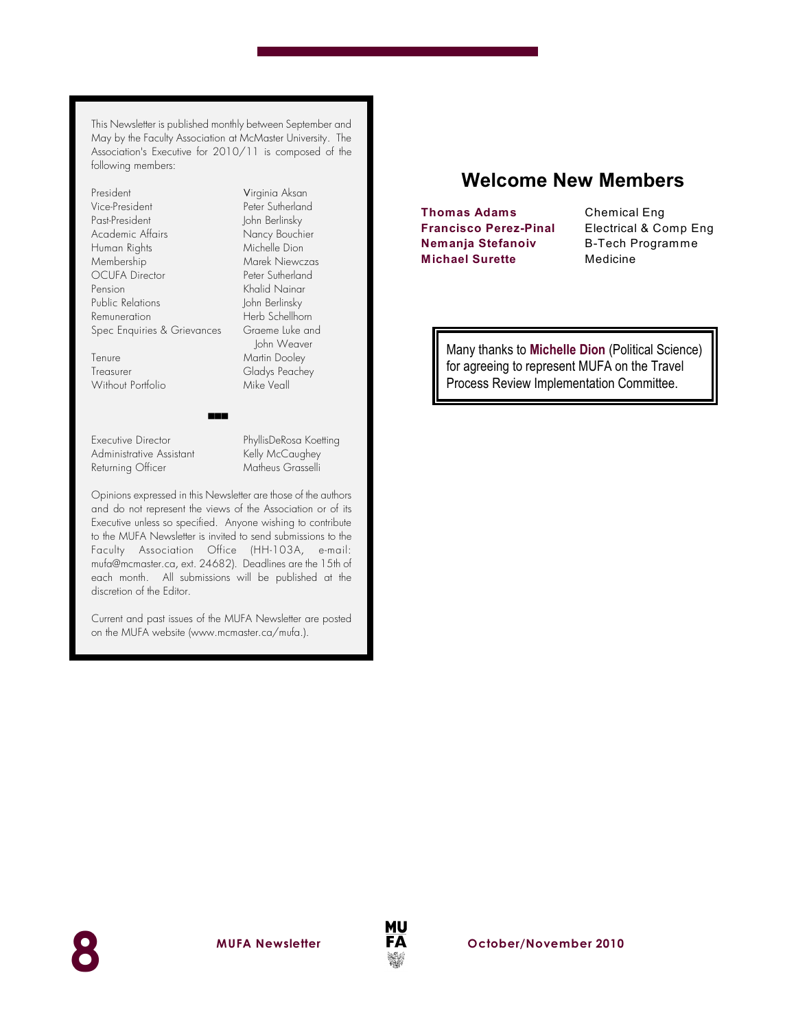This Newsletter is published monthly between September and May by the Faculty Association at McMaster University. The Association's Executive for 2010/11 is composed of the following members:

| | |
|---|---|
| President | Virginia Aksan |
| Vice-President | Peter Sutherland |
| Past-President | John Berlinsky |
| Academic Affairs | Nancy Bouchier |
| Human Rights | Michelle Dion |
| Membership | Marek Niewczas |
| OCUFA Director | Peter Sutherland |
| Pension | Khalid Nainar |
| Public Relations | John Berlinsky |
| Remuneration | Herb Schellhorn |
| Spec Enquiries & Grievances | Graeme Luke and John Weaver |
| Tenure | Martin Dooley |
| Treasurer | Gladys Peachey |
| Without Portfolio | Mike Veall |

| | |
|---|---|
| Executive Director | PhyllisDeRosa Koetting |
| Administrative Assistant | Kelly McCaughey |
| Returning Officer | Matheus Grasselli |

Opinions expressed in this Newsletter are those of the authors and do not represent the views of the Association or of its Executive unless so specified. Anyone wishing to contribute to the MUFA Newsletter is invited to send submissions to the Faculty Association Office (HH-103A, e-mail: mufa@mcmaster.ca, ext. 24682). Deadlines are the 15th of each month. All submissions will be published at the discretion of the Editor.

Current and past issues of the MUFA Newsletter are posted on the MUFA website (www.mcmaster.ca/mufa.).

## Welcome New Members

| | |
|---|---|
| **Thomas Adams** | Chemical Eng |
| **Francisco Perez-Pinal** | Electrical & Comp Eng |
| **Nemanja Stefanoiv** | B-Tech Programme |
| **Michael Surette** | Medicine |

Many thanks to **Michelle Dion** (Political Science) for agreeing to represent MUFA on the Travel Process Review Implementation Committee.